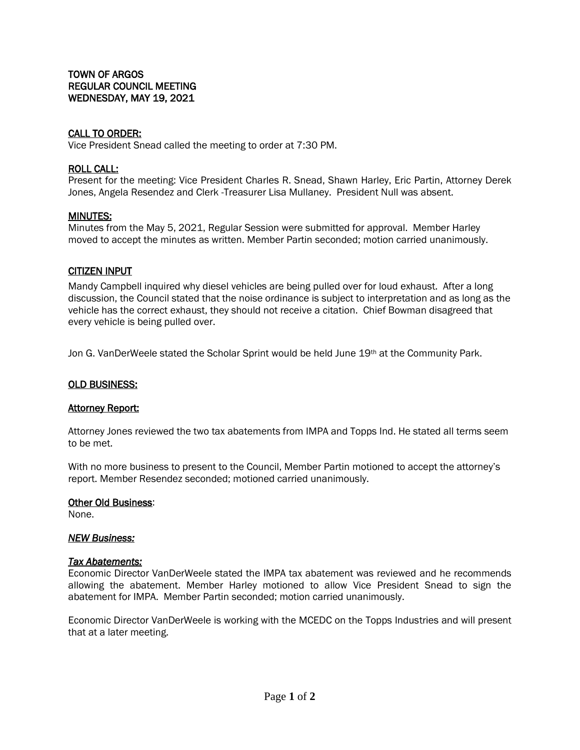**TOWN OF ARGOS**
**REGULAR COUNCIL MEETING**
**WEDNESDAY, MAY 19, 2021**

**CALL TO ORDER:**
Vice President Snead called the meeting to order at 7:30 PM.

**ROLL CALL:**
Present for the meeting: Vice President Charles R. Snead, Shawn Harley, Eric Partin, Attorney Derek Jones, Angela Resendez and Clerk -Treasurer Lisa Mullaney. President Null was absent.

**MINUTES:**
Minutes from the May 5, 2021, Regular Session were submitted for approval. Member Harley moved to accept the minutes as written. Member Partin seconded; motion carried unanimously.

**CITIZEN INPUT**

Mandy Campbell inquired why diesel vehicles are being pulled over for loud exhaust. After a long discussion, the Council stated that the noise ordinance is subject to interpretation and as long as the vehicle has the correct exhaust, they should not receive a citation. Chief Bowman disagreed that every vehicle is being pulled over.

Jon G. VanDerWeele stated the Scholar Sprint would be held June 19th at the Community Park.

**OLD BUSINESS:**

**Attorney Report:**

Attorney Jones reviewed the two tax abatements from IMPA and Topps Ind. He stated all terms seem to be met.

With no more business to present to the Council, Member Partin motioned to accept the attorney's report. Member Resendez seconded; motioned carried unanimously.

**Other Old Business:**
None.

***NEW Business:***

***Tax Abatements:***
Economic Director VanDerWeele stated the IMPA tax abatement was reviewed and he recommends allowing the abatement. Member Harley motioned to allow Vice President Snead to sign the abatement for IMPA. Member Partin seconded; motion carried unanimously.

Economic Director VanDerWeele is working with the MCEDC on the Topps Industries and will present that at a later meeting.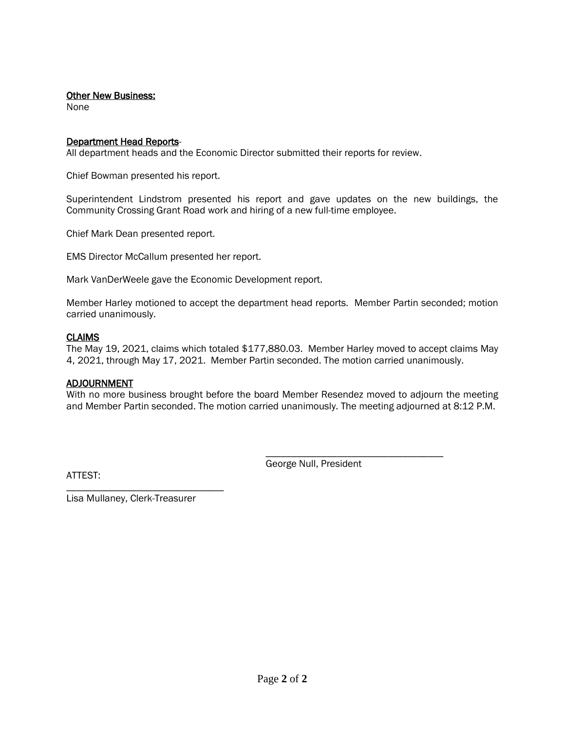**Other New Business:**
None

**Department Head Reports**-
All department heads and the Economic Director submitted their reports for review.

Chief Bowman presented his report.

Superintendent Lindstrom presented his report and gave updates on the new buildings, the Community Crossing Grant Road work and hiring of a new full-time employee.

Chief Mark Dean presented report.

EMS Director McCallum presented her report.

Mark VanDerWeele gave the Economic Development report.

Member Harley motioned to accept the department head reports. Member Partin seconded; motion carried unanimously.

**CLAIMS**
The May 19, 2021, claims which totaled $177,880.03. Member Harley moved to accept claims May 4, 2021, through May 17, 2021. Member Partin seconded. The motion carried unanimously.

**ADJOURNMENT**
With no more business brought before the board Member Resendez moved to adjourn the meeting and Member Partin seconded. The motion carried unanimously. The meeting adjourned at 8:12 P.M.

\_\_\_\_\_\_\_\_\_\_\_\_\_\_\_\_\_\_\_\_\_\_\_\_\_\_\_\_\_\_\_\_\_\_\_
George Null, President

ATTEST:

\_\_\_\_\_\_\_\_\_\_\_\_\_\_\_\_\_\_\_\_\_\_\_\_\_\_\_\_\_\_\_
Lisa Mullaney, Clerk-Treasurer